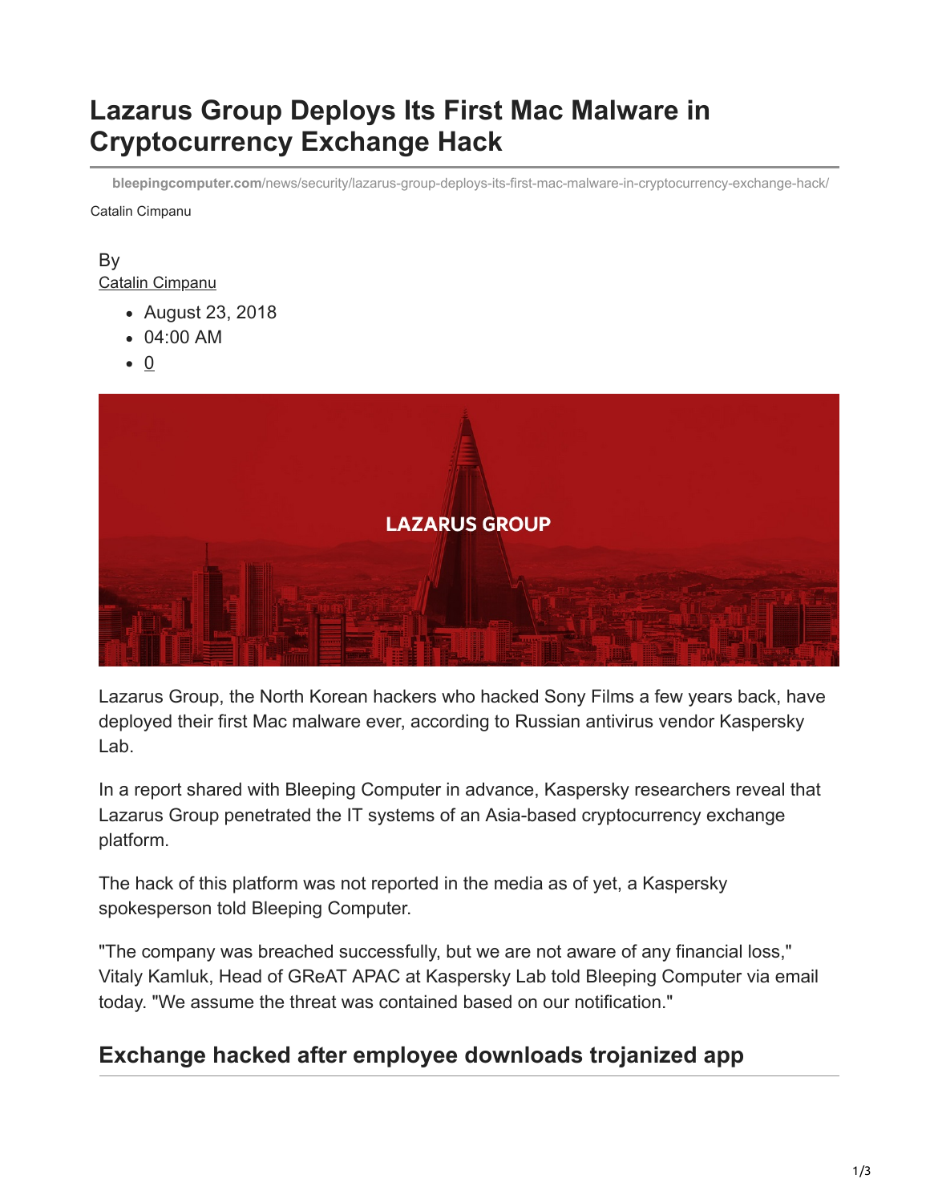# Lazarus Group Deploys Its First Mac Malware in Cryptocurrency Exchange Hack

bleepingcomputer.com/news/security/lazarus-group-deploys-its-first-mac-malware-in-cryptocurrency-exchange-hack/

Catalin Cimpanu

By
Catalin Cimpanu

- August 23, 2018
- 04:00 AM
- 0

Lazarus Group, the North Korean hackers who hacked Sony Films a few years back, have deployed their first Mac malware ever, according to Russian antivirus vendor Kaspersky Lab.

In a report shared with Bleeping Computer in advance, Kaspersky researchers reveal that Lazarus Group penetrated the IT systems of an Asia-based cryptocurrency exchange platform.

The hack of this platform was not reported in the media as of yet, a Kaspersky spokesperson told Bleeping Computer.

"The company was breached successfully, but we are not aware of any financial loss," Vitaly Kamluk, Head of GReAT APAC at Kaspersky Lab told Bleeping Computer via email today. "We assume the threat was contained based on our notification."

## Exchange hacked after employee downloads trojanized app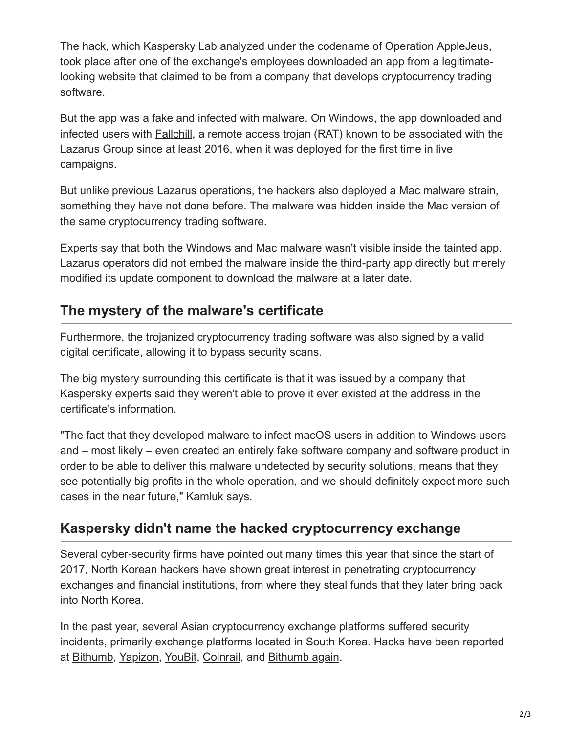The hack, which Kaspersky Lab analyzed under the codename of Operation AppleJeus, took place after one of the exchange's employees downloaded an app from a legitimate-looking website that claimed to be from a company that develops cryptocurrency trading software.

But the app was a fake and infected with malware. On Windows, the app downloaded and infected users with Fallchill, a remote access trojan (RAT) known to be associated with the Lazarus Group since at least 2016, when it was deployed for the first time in live campaigns.

But unlike previous Lazarus operations, the hackers also deployed a Mac malware strain, something they have not done before. The malware was hidden inside the Mac version of the same cryptocurrency trading software.

Experts say that both the Windows and Mac malware wasn't visible inside the tainted app. Lazarus operators did not embed the malware inside the third-party app directly but merely modified its update component to download the malware at a later date.

## The mystery of the malware's certificate

Furthermore, the trojanized cryptocurrency trading software was also signed by a valid digital certificate, allowing it to bypass security scans.

The big mystery surrounding this certificate is that it was issued by a company that Kaspersky experts said they weren't able to prove it ever existed at the address in the certificate's information.

"The fact that they developed malware to infect macOS users in addition to Windows users and – most likely – even created an entirely fake software company and software product in order to be able to deliver this malware undetected by security solutions, means that they see potentially big profits in the whole operation, and we should definitely expect more such cases in the near future," Kamluk says.

## Kaspersky didn't name the hacked cryptocurrency exchange

Several cyber-security firms have pointed out many times this year that since the start of 2017, North Korean hackers have shown great interest in penetrating cryptocurrency exchanges and financial institutions, from where they steal funds that they later bring back into North Korea.

In the past year, several Asian cryptocurrency exchange platforms suffered security incidents, primarily exchange platforms located in South Korea. Hacks have been reported at Bithumb, Yapizon, YouBit, Coinrail, and Bithumb again.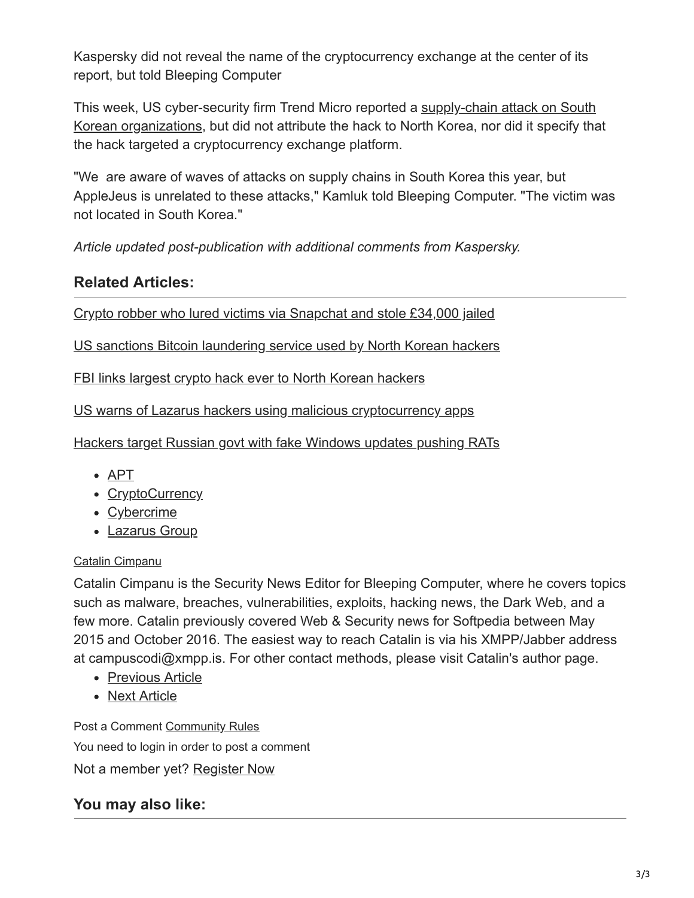Kaspersky did not reveal the name of the cryptocurrency exchange at the center of its report, but told Bleeping Computer

This week, US cyber-security firm Trend Micro reported a supply-chain attack on South Korean organizations, but did not attribute the hack to North Korea, nor did it specify that the hack targeted a cryptocurrency exchange platform.

"We  are aware of waves of attacks on supply chains in South Korea this year, but AppleJeus is unrelated to these attacks," Kamluk told Bleeping Computer. "The victim was not located in South Korea."

*Article updated post-publication with additional comments from Kaspersky.*

## Related Articles:

Crypto robber who lured victims via Snapchat and stole £34,000 jailed

US sanctions Bitcoin laundering service used by North Korean hackers

FBI links largest crypto hack ever to North Korean hackers

US warns of Lazarus hackers using malicious cryptocurrency apps

Hackers target Russian govt with fake Windows updates pushing RATs

- APT
- CryptoCurrency
- Cybercrime
- Lazarus Group

Catalin Cimpanu

Catalin Cimpanu is the Security News Editor for Bleeping Computer, where he covers topics such as malware, breaches, vulnerabilities, exploits, hacking news, the Dark Web, and a few more. Catalin previously covered Web & Security news for Softpedia between May 2015 and October 2016. The easiest way to reach Catalin is via his XMPP/Jabber address at campuscodi@xmpp.is. For other contact methods, please visit Catalin's author page.

- Previous Article
- Next Article

Post a Comment Community Rules

You need to login in order to post a comment

Not a member yet? Register Now

## You may also like: